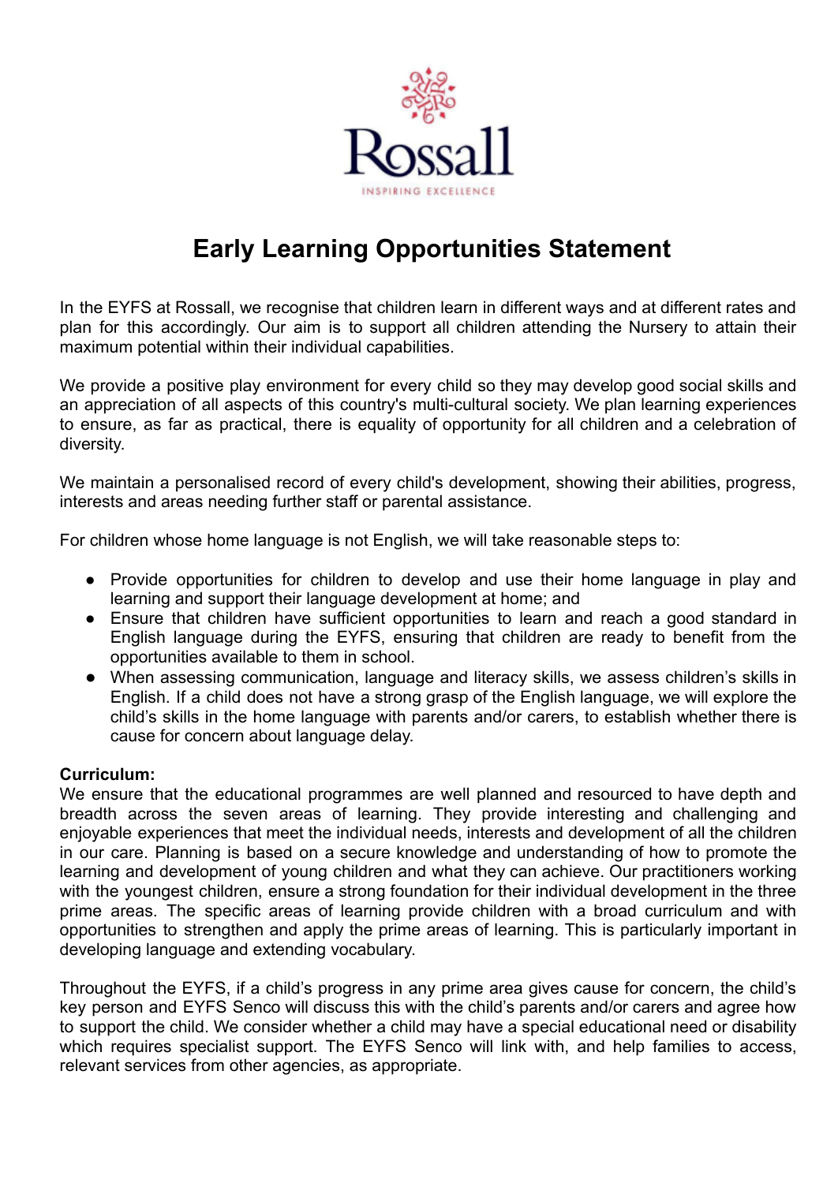Rossall

INSPIRING EXCELLENCE

# Early Learning Opportunities Statement

In the EYFS at Rossall, we recognise that children learn in different ways and at different rates and plan for this accordingly. Our aim is to support all children attending the Nursery to attain their maximum potential within their individual capabilities.

We provide a positive play environment for every child so they may develop good social skills and an appreciation of all aspects of this country's multi-cultural society. We plan learning experiences to ensure, as far as practical, there is equality of opportunity for all children and a celebration of diversity.

We maintain a personalised record of every child's development, showing their abilities, progress, interests and areas needing further staff or parental assistance.

For children whose home language is not English, we will take reasonable steps to:

- Provide opportunities for children to develop and use their home language in play and learning and support their language development at home; and
- Ensure that children have sufficient opportunities to learn and reach a good standard in English language during the EYFS, ensuring that children are ready to benefit from the opportunities available to them in school.
- When assessing communication, language and literacy skills, we assess children's skills in English. If a child does not have a strong grasp of the English language, we will explore the child's skills in the home language with parents and/or carers, to establish whether there is cause for concern about language delay.

**Curriculum:**
We ensure that the educational programmes are well planned and resourced to have depth and breadth across the seven areas of learning. They provide interesting and challenging and enjoyable experiences that meet the individual needs, interests and development of all the children in our care. Planning is based on a secure knowledge and understanding of how to promote the learning and development of young children and what they can achieve. Our practitioners working with the youngest children, ensure a strong foundation for their individual development in the three prime areas. The specific areas of learning provide children with a broad curriculum and with opportunities to strengthen and apply the prime areas of learning. This is particularly important in developing language and extending vocabulary.

Throughout the EYFS, if a child's progress in any prime area gives cause for concern, the child's key person and EYFS Senco will discuss this with the child's parents and/or carers and agree how to support the child. We consider whether a child may have a special educational need or disability which requires specialist support. The EYFS Senco will link with, and help families to access, relevant services from other agencies, as appropriate.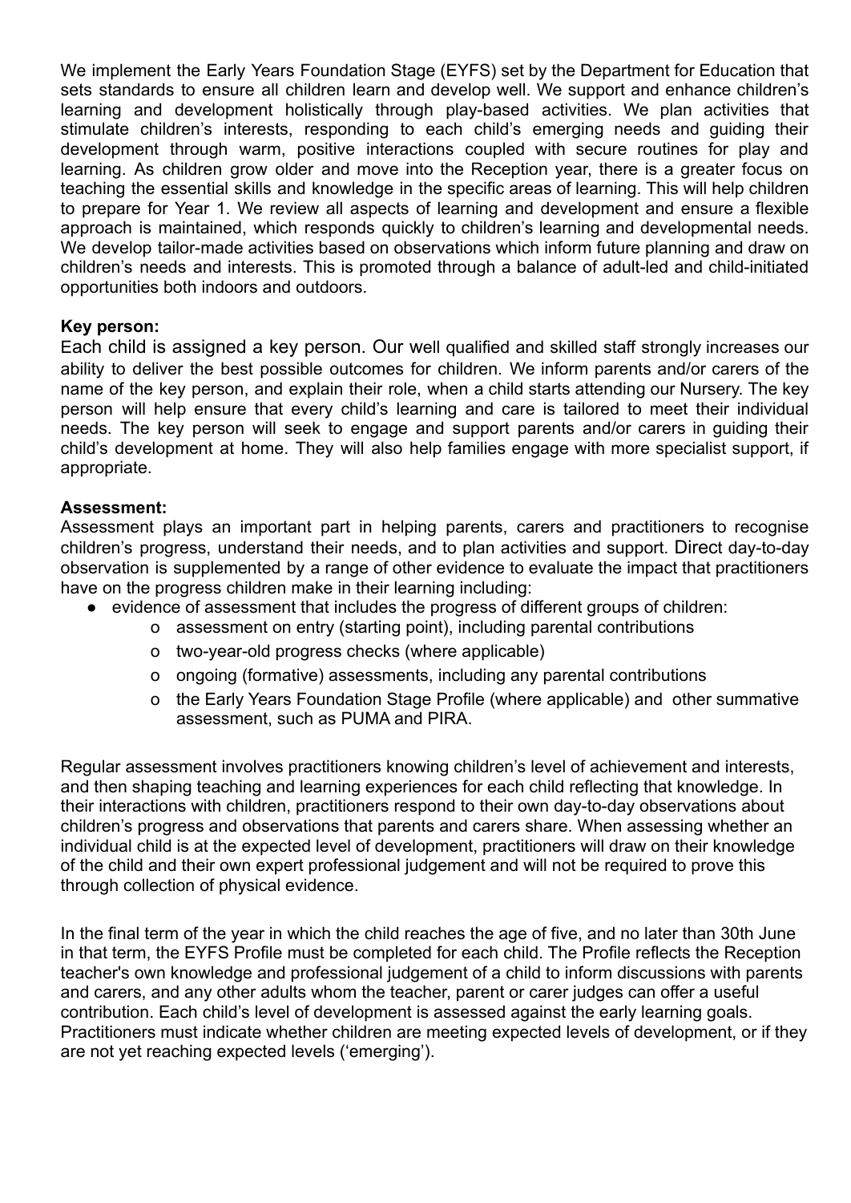We implement the Early Years Foundation Stage (EYFS) set by the Department for Education that sets standards to ensure all children learn and develop well. We support and enhance children's learning and development holistically through play-based activities. We plan activities that stimulate children's interests, responding to each child's emerging needs and guiding their development through warm, positive interactions coupled with secure routines for play and learning. As children grow older and move into the Reception year, there is a greater focus on teaching the essential skills and knowledge in the specific areas of learning. This will help children to prepare for Year 1. We review all aspects of learning and development and ensure a flexible approach is maintained, which responds quickly to children's learning and developmental needs. We develop tailor-made activities based on observations which inform future planning and draw on children's needs and interests. This is promoted through a balance of adult-led and child-initiated opportunities both indoors and outdoors.

**Key person:**

Each child is assigned a key person. Our well qualified and skilled staff strongly increases our ability to deliver the best possible outcomes for children. We inform parents and/or carers of the name of the key person, and explain their role, when a child starts attending our Nursery. The key person will help ensure that every child's learning and care is tailored to meet their individual needs. The key person will seek to engage and support parents and/or carers in guiding their child's development at home. They will also help families engage with more specialist support, if appropriate.

**Assessment:**

Assessment plays an important part in helping parents, carers and practitioners to recognise children's progress, understand their needs, and to plan activities and support. Direct day-to-day observation is supplemented by a range of other evidence to evaluate the impact that practitioners have on the progress children make in their learning including:

- evidence of assessment that includes the progress of different groups of children:
  - assessment on entry (starting point), including parental contributions
  - two-year-old progress checks (where applicable)
  - ongoing (formative) assessments, including any parental contributions
  - the Early Years Foundation Stage Profile (where applicable) and other summative assessment, such as PUMA and PIRA.

Regular assessment involves practitioners knowing children's level of achievement and interests, and then shaping teaching and learning experiences for each child reflecting that knowledge. In their interactions with children, practitioners respond to their own day-to-day observations about children's progress and observations that parents and carers share. When assessing whether an individual child is at the expected level of development, practitioners will draw on their knowledge of the child and their own expert professional judgement and will not be required to prove this through collection of physical evidence.

In the final term of the year in which the child reaches the age of five, and no later than 30th June in that term, the EYFS Profile must be completed for each child. The Profile reflects the Reception teacher's own knowledge and professional judgement of a child to inform discussions with parents and carers, and any other adults whom the teacher, parent or carer judges can offer a useful contribution. Each child's level of development is assessed against the early learning goals. Practitioners must indicate whether children are meeting expected levels of development, or if they are not yet reaching expected levels ('emerging').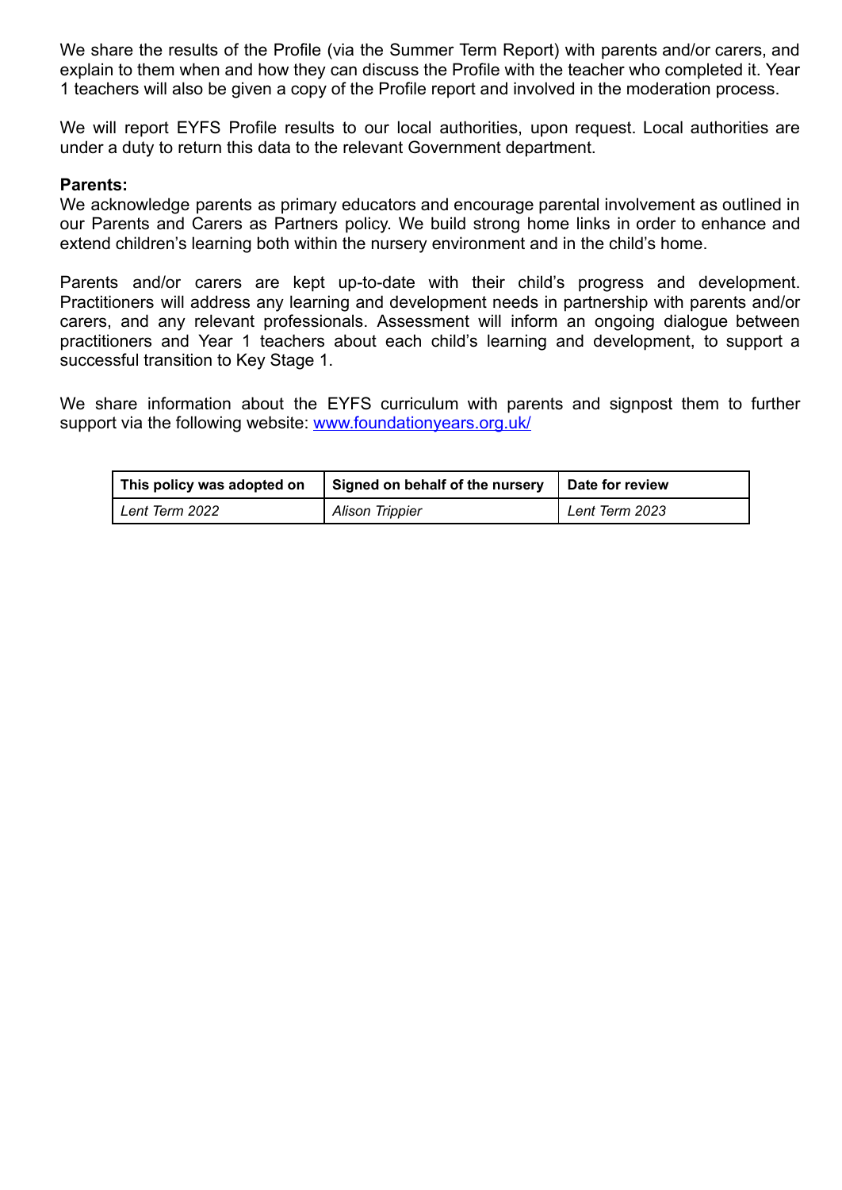We share the results of the Profile (via the Summer Term Report) with parents and/or carers, and explain to them when and how they can discuss the Profile with the teacher who completed it. Year 1 teachers will also be given a copy of the Profile report and involved in the moderation process.

We will report EYFS Profile results to our local authorities, upon request. Local authorities are under a duty to return this data to the relevant Government department.

**Parents:**
We acknowledge parents as primary educators and encourage parental involvement as outlined in our Parents and Carers as Partners policy. We build strong home links in order to enhance and extend children's learning both within the nursery environment and in the child's home.

Parents and/or carers are kept up-to-date with their child's progress and development. Practitioners will address any learning and development needs in partnership with parents and/or carers, and any relevant professionals. Assessment will inform an ongoing dialogue between practitioners and Year 1 teachers about each child's learning and development, to support a successful transition to Key Stage 1.

We share information about the EYFS curriculum with parents and signpost them to further support via the following website: [www.foundationyears.org.uk/](http://www.foundationyears.org.uk/)

| **This policy was adopted on** | **Signed on behalf of the nursery** | **Date for review** |
|---|---|---|
| *Lent Term 2022* | *Alison Trippier* | *Lent Term 2023* |